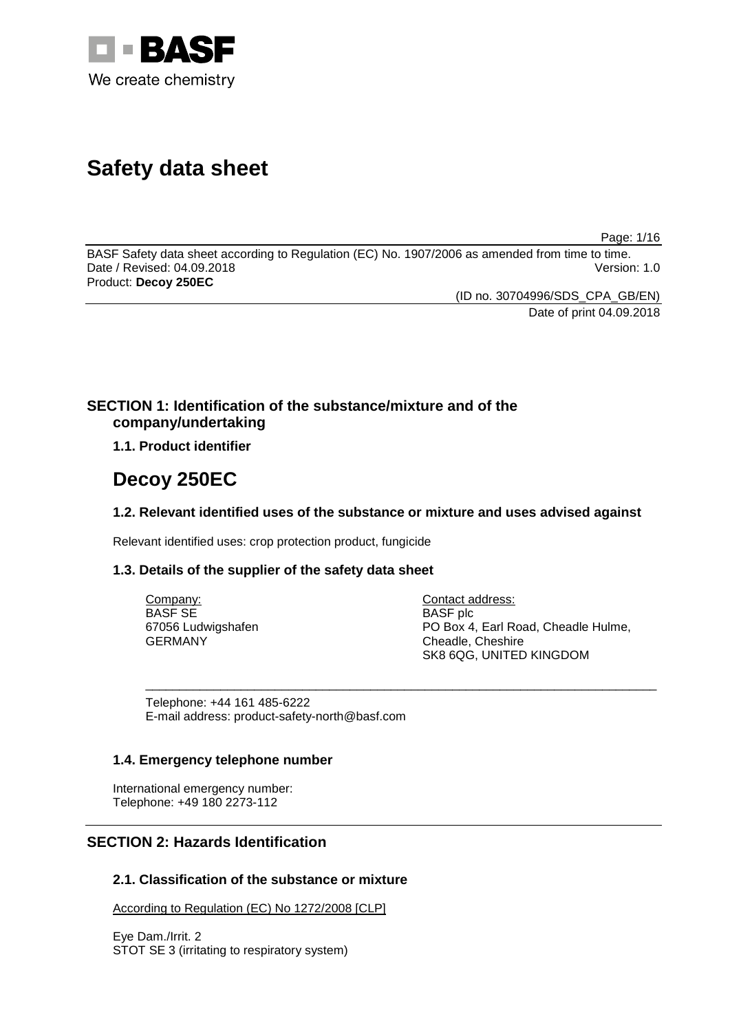# Safety data sheet

BASF Safety data sheet according to Regulation (EC) No. 1907/2006 as amended from time to time.
Date / Revised: 04.09.2018 Version: 1.0
Product: **Decoy 250EC**

(ID no. 30704996/SDS_CPA_GB/EN)
Date of print 04.09.2018

## SECTION 1: Identification of the substance/mixture and of the company/undertaking

### 1.1. Product identifier

# Decoy 250EC

### 1.2. Relevant identified uses of the substance or mixture and uses advised against

Relevant identified uses: crop protection product, fungicide

### 1.3. Details of the supplier of the safety data sheet

Company:
BASF SE
67056 Ludwigshafen
GERMANY

Contact address:
BASF plc
PO Box 4, Earl Road, Cheadle Hulme,
Cheadle, Cheshire
SK8 6QG, UNITED KINGDOM

Telephone: +44 161 485-6222
E-mail address: product-safety-north@basf.com

### 1.4. Emergency telephone number

International emergency number:
Telephone: +49 180 2273-112

## SECTION 2: Hazards Identification

### 2.1. Classification of the substance or mixture

According to Regulation (EC) No 1272/2008 [CLP]

Eye Dam./Irrit. 2
STOT SE 3 (irritating to respiratory system)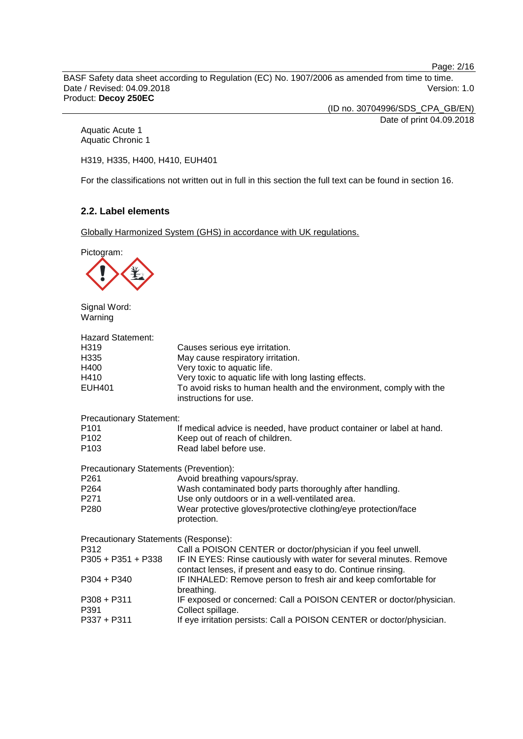Aquatic Acute 1
Aquatic Chronic 1

H319, H335, H400, H410, EUH401

For the classifications not written out in full in this section the full text can be found in section 16.

### 2.2. Label elements

Globally Harmonized System (GHS) in accordance with UK regulations.

Pictogram:

Signal Word:
Warning

Hazard Statement:

| | |
|---|---|
| H319 | Causes serious eye irritation. |
| H335 | May cause respiratory irritation. |
| H400 | Very toxic to aquatic life. |
| H410 | Very toxic to aquatic life with long lasting effects. |
| EUH401 | To avoid risks to human health and the environment, comply with the instructions for use. |

Precautionary Statement:

| | |
|---|---|
| P101 | If medical advice is needed, have product container or label at hand. |
| P102 | Keep out of reach of children. |
| P103 | Read label before use. |

Precautionary Statements (Prevention):

| | |
|---|---|
| P261 | Avoid breathing vapours/spray. |
| P264 | Wash contaminated body parts thoroughly after handling. |
| P271 | Use only outdoors or in a well-ventilated area. |
| P280 | Wear protective gloves/protective clothing/eye protection/face protection. |

Precautionary Statements (Response):

| | |
|---|---|
| P312 | Call a POISON CENTER or doctor/physician if you feel unwell. |
| P305 + P351 + P338 | IF IN EYES: Rinse cautiously with water for several minutes. Remove contact lenses, if present and easy to do. Continue rinsing. |
| P304 + P340 | IF INHALED: Remove person to fresh air and keep comfortable for breathing. |
| P308 + P311 | IF exposed or concerned: Call a POISON CENTER or doctor/physician. |
| P391 | Collect spillage. |
| P337 + P311 | If eye irritation persists: Call a POISON CENTER or doctor/physician. |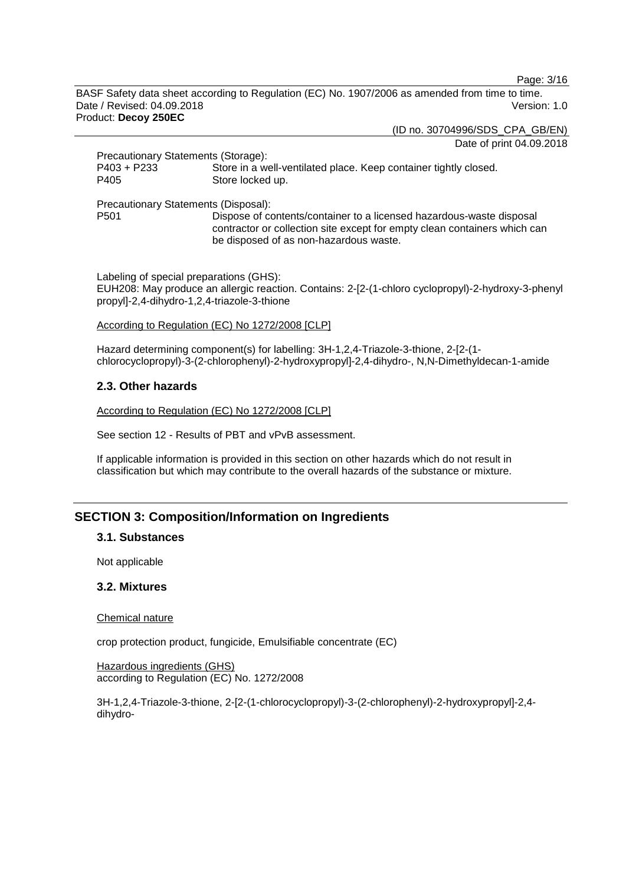Precautionary Statements (Storage):

| | |
|---|---|
| P403 + P233 | Store in a well-ventilated place. Keep container tightly closed. |
| P405 | Store locked up. |

Precautionary Statements (Disposal):

| | |
|---|---|
| P501 | Dispose of contents/container to a licensed hazardous-waste disposal contractor or collection site except for empty clean containers which can be disposed of as non-hazardous waste. |

Labeling of special preparations (GHS):
EUH208: May produce an allergic reaction. Contains: 2-[2-(1-chloro cyclopropyl)-2-hydroxy-3-phenyl propyl]-2,4-dihydro-1,2,4-triazole-3-thione

According to Regulation (EC) No 1272/2008 [CLP]

Hazard determining component(s) for labelling: 3H-1,2,4-Triazole-3-thione, 2-[2-(1-chlorocyclopropyl)-3-(2-chlorophenyl)-2-hydroxypropyl]-2,4-dihydro-, N,N-Dimethyldecan-1-amide

### 2.3. Other hazards

According to Regulation (EC) No 1272/2008 [CLP]

See section 12 - Results of PBT and vPvB assessment.

If applicable information is provided in this section on other hazards which do not result in classification but which may contribute to the overall hazards of the substance or mixture.

## SECTION 3: Composition/Information on Ingredients

### 3.1. Substances

Not applicable

### 3.2. Mixtures

Chemical nature

crop protection product, fungicide, Emulsifiable concentrate (EC)

Hazardous ingredients (GHS)
according to Regulation (EC) No. 1272/2008

3H-1,2,4-Triazole-3-thione, 2-[2-(1-chlorocyclopropyl)-3-(2-chlorophenyl)-2-hydroxypropyl]-2,4-dihydro-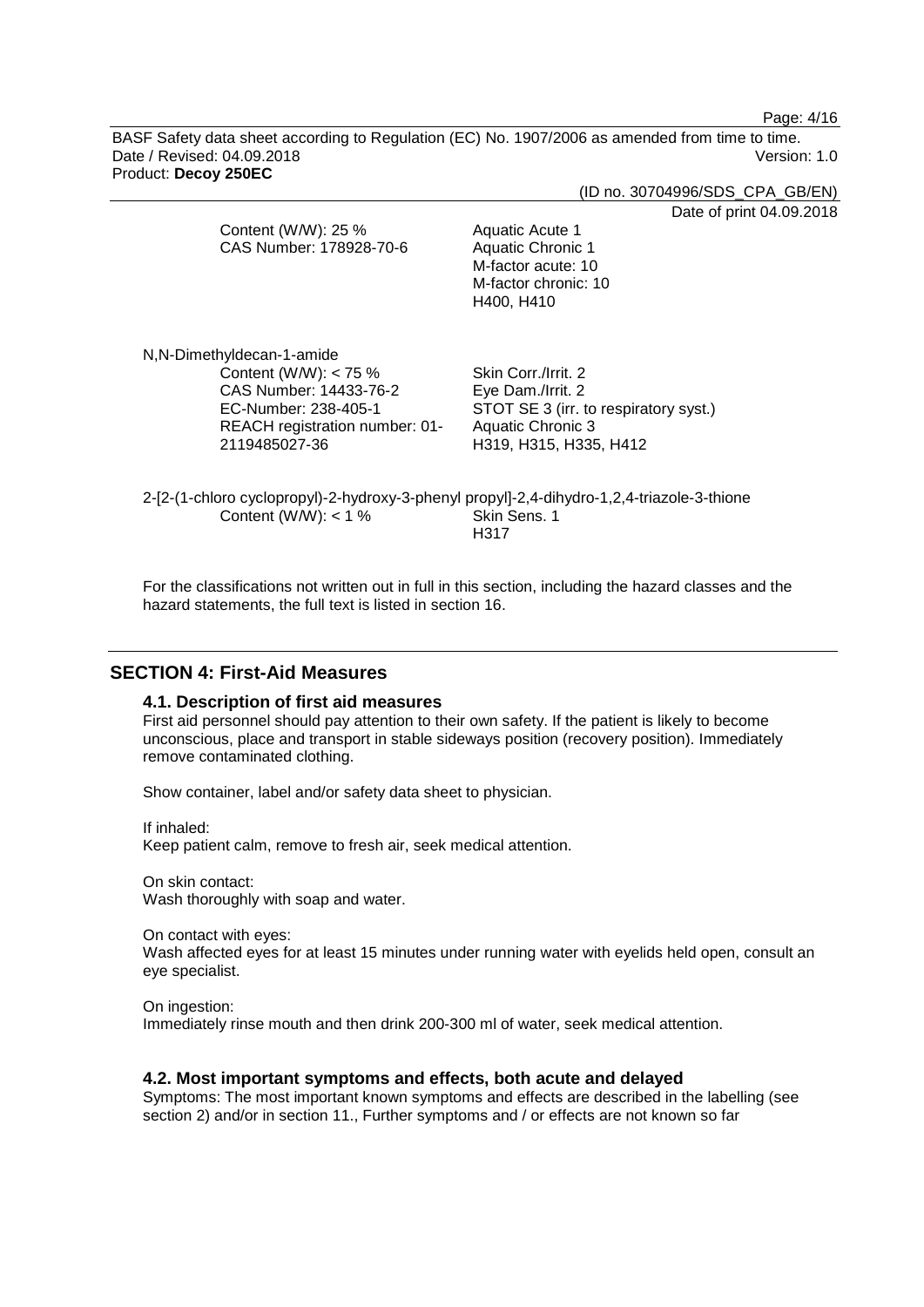Content (W/W): 25 %
CAS Number: 178928-70-6

Aquatic Acute 1
Aquatic Chronic 1
M-factor acute: 10
M-factor chronic: 10
H400, H410

N,N-Dimethyldecan-1-amide

Content (W/W): < 75 %
CAS Number: 14433-76-2
EC-Number: 238-405-1
REACH registration number: 01-2119485027-36

Skin Corr./Irrit. 2
Eye Dam./Irrit. 2
STOT SE 3 (irr. to respiratory syst.)
Aquatic Chronic 3
H319, H315, H335, H412

2-[2-(1-chloro cyclopropyl)-2-hydroxy-3-phenyl propyl]-2,4-dihydro-1,2,4-triazole-3-thione

Content (W/W): < 1 %

Skin Sens. 1
H317

For the classifications not written out in full in this section, including the hazard classes and the hazard statements, the full text is listed in section 16.

## SECTION 4: First-Aid Measures

### 4.1. Description of first aid measures

First aid personnel should pay attention to their own safety. If the patient is likely to become unconscious, place and transport in stable sideways position (recovery position). Immediately remove contaminated clothing.

Show container, label and/or safety data sheet to physician.

If inhaled:
Keep patient calm, remove to fresh air, seek medical attention.

On skin contact:
Wash thoroughly with soap and water.

On contact with eyes:
Wash affected eyes for at least 15 minutes under running water with eyelids held open, consult an eye specialist.

On ingestion:
Immediately rinse mouth and then drink 200-300 ml of water, seek medical attention.

### 4.2. Most important symptoms and effects, both acute and delayed

Symptoms: The most important known symptoms and effects are described in the labelling (see section 2) and/or in section 11., Further symptoms and / or effects are not known so far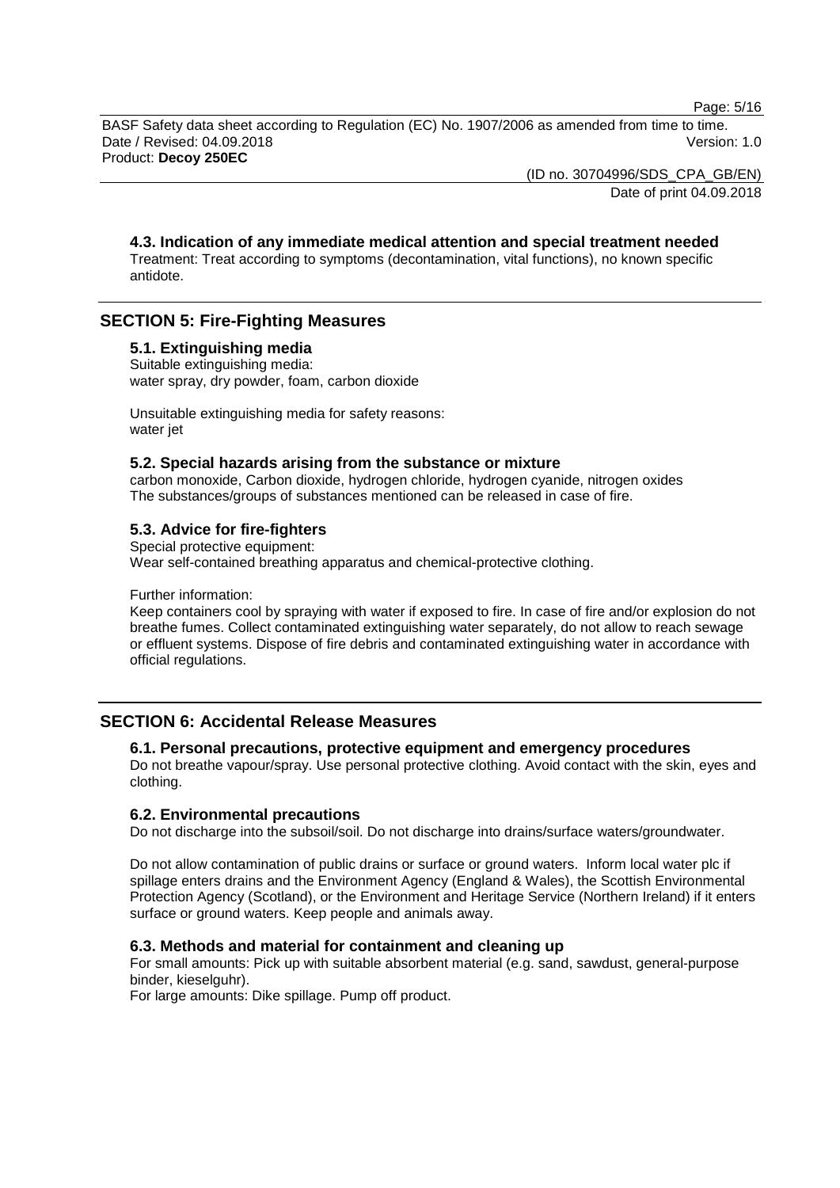### 4.3. Indication of any immediate medical attention and special treatment needed

Treatment: Treat according to symptoms (decontamination, vital functions), no known specific antidote.

## SECTION 5: Fire-Fighting Measures

### 5.1. Extinguishing media

Suitable extinguishing media:
water spray, dry powder, foam, carbon dioxide

Unsuitable extinguishing media for safety reasons:
water jet

### 5.2. Special hazards arising from the substance or mixture

carbon monoxide, Carbon dioxide, hydrogen chloride, hydrogen cyanide, nitrogen oxides
The substances/groups of substances mentioned can be released in case of fire.

### 5.3. Advice for fire-fighters

Special protective equipment:
Wear self-contained breathing apparatus and chemical-protective clothing.

Further information:
Keep containers cool by spraying with water if exposed to fire. In case of fire and/or explosion do not breathe fumes. Collect contaminated extinguishing water separately, do not allow to reach sewage or effluent systems. Dispose of fire debris and contaminated extinguishing water in accordance with official regulations.

## SECTION 6: Accidental Release Measures

### 6.1. Personal precautions, protective equipment and emergency procedures

Do not breathe vapour/spray. Use personal protective clothing. Avoid contact with the skin, eyes and clothing.

### 6.2. Environmental precautions

Do not discharge into the subsoil/soil. Do not discharge into drains/surface waters/groundwater.

Do not allow contamination of public drains or surface or ground waters. Inform local water plc if spillage enters drains and the Environment Agency (England & Wales), the Scottish Environmental Protection Agency (Scotland), or the Environment and Heritage Service (Northern Ireland) if it enters surface or ground waters. Keep people and animals away.

### 6.3. Methods and material for containment and cleaning up

For small amounts: Pick up with suitable absorbent material (e.g. sand, sawdust, general-purpose binder, kieselguhr).
For large amounts: Dike spillage. Pump off product.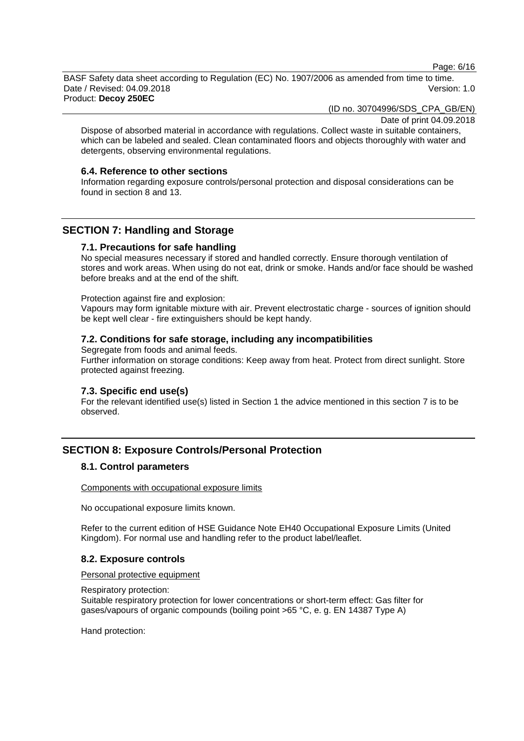Dispose of absorbed material in accordance with regulations. Collect waste in suitable containers, which can be labeled and sealed. Clean contaminated floors and objects thoroughly with water and detergents, observing environmental regulations.

### 6.4. Reference to other sections

Information regarding exposure controls/personal protection and disposal considerations can be found in section 8 and 13.

## SECTION 7: Handling and Storage

### 7.1. Precautions for safe handling

No special measures necessary if stored and handled correctly. Ensure thorough ventilation of stores and work areas. When using do not eat, drink or smoke. Hands and/or face should be washed before breaks and at the end of the shift.

Protection against fire and explosion:
Vapours may form ignitable mixture with air. Prevent electrostatic charge - sources of ignition should be kept well clear - fire extinguishers should be kept handy.

### 7.2. Conditions for safe storage, including any incompatibilities

Segregate from foods and animal feeds.
Further information on storage conditions: Keep away from heat. Protect from direct sunlight. Store protected against freezing.

### 7.3. Specific end use(s)

For the relevant identified use(s) listed in Section 1 the advice mentioned in this section 7 is to be observed.

## SECTION 8: Exposure Controls/Personal Protection

### 8.1. Control parameters

Components with occupational exposure limits

No occupational exposure limits known.

Refer to the current edition of HSE Guidance Note EH40 Occupational Exposure Limits (United Kingdom). For normal use and handling refer to the product label/leaflet.

### 8.2. Exposure controls

Personal protective equipment

Respiratory protection:
Suitable respiratory protection for lower concentrations or short-term effect: Gas filter for gases/vapours of organic compounds (boiling point >65 °C, e. g. EN 14387 Type A)

Hand protection: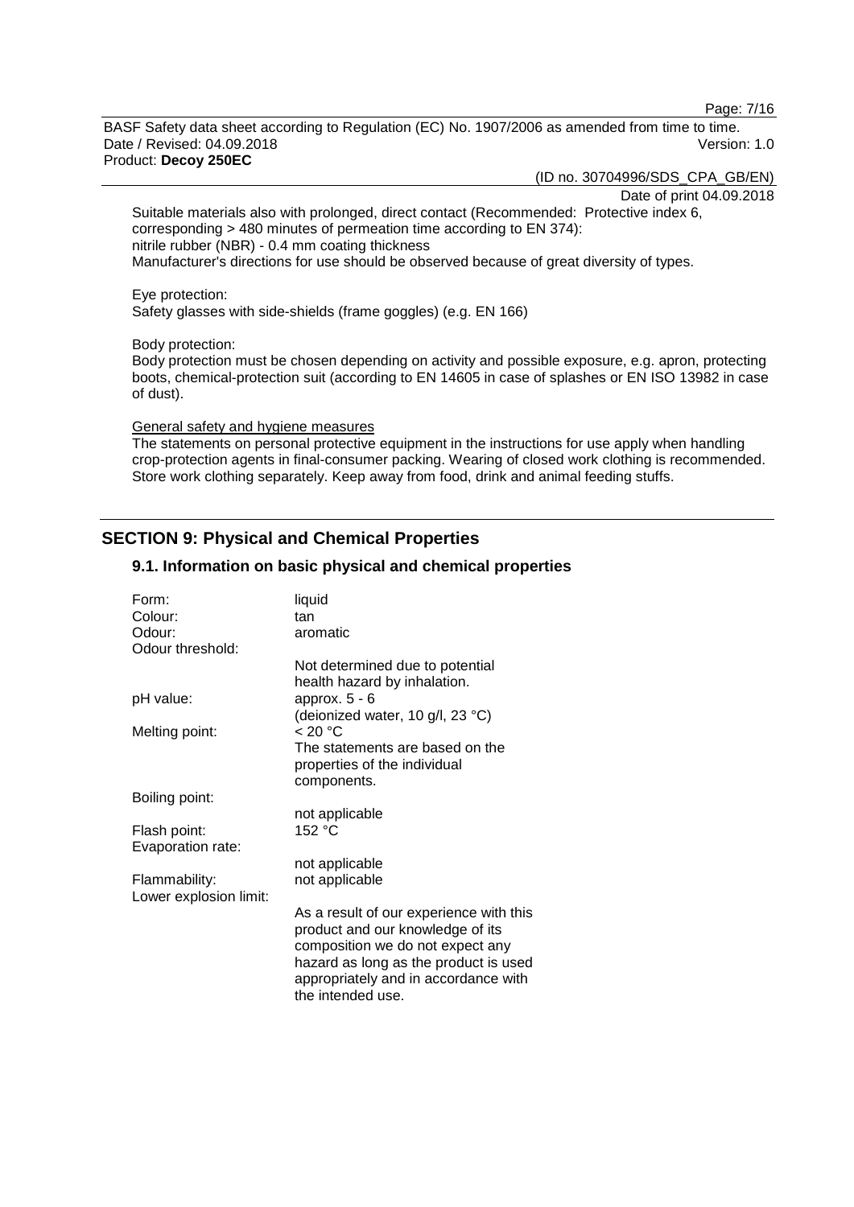Suitable materials also with prolonged, direct contact (Recommended: Protective index 6, corresponding > 480 minutes of permeation time according to EN 374):
nitrile rubber (NBR) - 0.4 mm coating thickness
Manufacturer's directions for use should be observed because of great diversity of types.

Eye protection:
Safety glasses with side-shields (frame goggles) (e.g. EN 166)

Body protection:
Body protection must be chosen depending on activity and possible exposure, e.g. apron, protecting boots, chemical-protection suit (according to EN 14605 in case of splashes or EN ISO 13982 in case of dust).

General safety and hygiene measures
The statements on personal protective equipment in the instructions for use apply when handling crop-protection agents in final-consumer packing. Wearing of closed work clothing is recommended. Store work clothing separately. Keep away from food, drink and animal feeding stuffs.

## SECTION 9: Physical and Chemical Properties

### 9.1. Information on basic physical and chemical properties

| | |
|---|---|
| Form: | liquid |
| Colour: | tan |
| Odour: | aromatic |
| Odour threshold: | Not determined due to potential health hazard by inhalation. |
| pH value: | approx. 5 - 6 (deionized water, 10 g/l, 23 °C) |
| Melting point: | < 20 °C The statements are based on the properties of the individual components. |
| Boiling point: | not applicable |
| Flash point: | 152 °C |
| Evaporation rate: | not applicable |
| Flammability: | not applicable |
| Lower explosion limit: | As a result of our experience with this product and our knowledge of its composition we do not expect any hazard as long as the product is used appropriately and in accordance with the intended use. |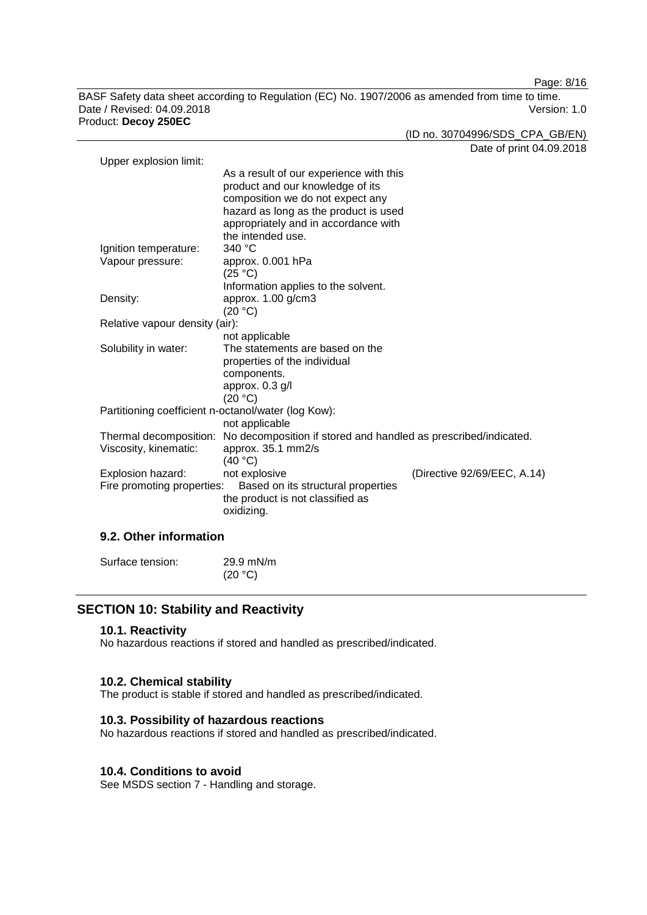| | | |
|---|---|---|
| Upper explosion limit: | As a result of our experience with this product and our knowledge of its composition we do not expect any hazard as long as the product is used appropriately and in accordance with the intended use. | |
| Ignition temperature: | 340 °C | |
| Vapour pressure: | approx. 0.001 hPa (25 °C) Information applies to the solvent. | |
| Density: | approx. 1.00 g/cm3 (20 °C) | |
| Relative vapour density (air): | not applicable | |
| Solubility in water: | The statements are based on the properties of the individual components. approx. 0.3 g/l (20 °C) | |
| Partitioning coefficient n-octanol/water (log Kow): | not applicable | |
| Thermal decomposition: | No decomposition if stored and handled as prescribed/indicated. | |
| Viscosity, kinematic: | approx. 35.1 mm2/s (40 °C) | |
| Explosion hazard: | not explosive | (Directive 92/69/EEC, A.14) |
| Fire promoting properties: | Based on its structural properties the product is not classified as oxidizing. | |

### 9.2. Other information

| | |
|---|---|
| Surface tension: | 29.9 mN/m (20 °C) |

## SECTION 10: Stability and Reactivity

### 10.1. Reactivity

No hazardous reactions if stored and handled as prescribed/indicated.

### 10.2. Chemical stability

The product is stable if stored and handled as prescribed/indicated.

### 10.3. Possibility of hazardous reactions

No hazardous reactions if stored and handled as prescribed/indicated.

### 10.4. Conditions to avoid

See MSDS section 7 - Handling and storage.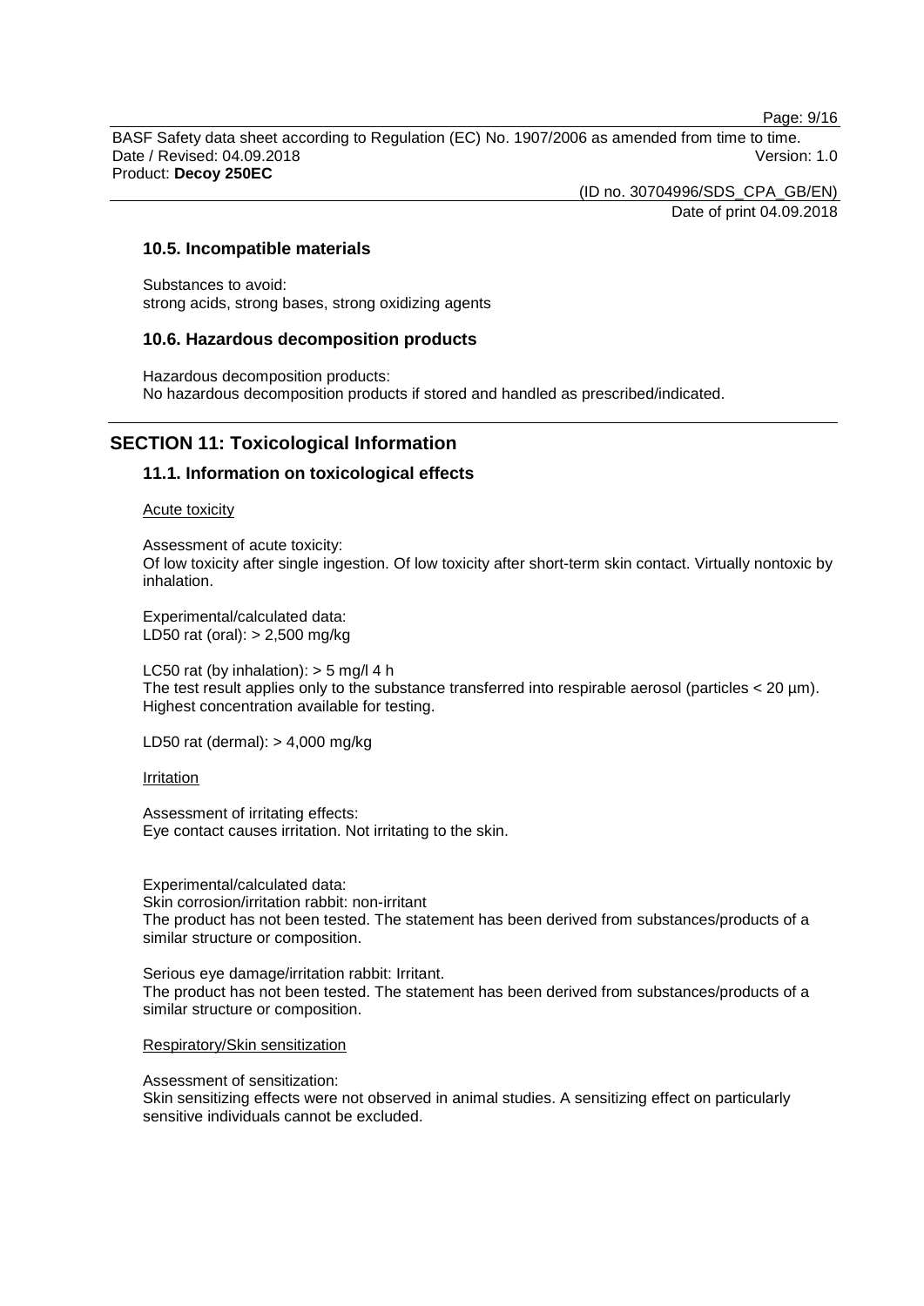### 10.5. Incompatible materials

Substances to avoid:
strong acids, strong bases, strong oxidizing agents

### 10.6. Hazardous decomposition products

Hazardous decomposition products:
No hazardous decomposition products if stored and handled as prescribed/indicated.

## SECTION 11: Toxicological Information

### 11.1. Information on toxicological effects

Acute toxicity

Assessment of acute toxicity:
Of low toxicity after single ingestion. Of low toxicity after short-term skin contact. Virtually nontoxic by inhalation.

Experimental/calculated data:
LD50 rat (oral): > 2,500 mg/kg

LC50 rat (by inhalation): > 5 mg/l 4 h
The test result applies only to the substance transferred into respirable aerosol (particles < 20 µm). Highest concentration available for testing.

LD50 rat (dermal): > 4,000 mg/kg

Irritation

Assessment of irritating effects:
Eye contact causes irritation. Not irritating to the skin.

Experimental/calculated data:
Skin corrosion/irritation rabbit: non-irritant
The product has not been tested. The statement has been derived from substances/products of a similar structure or composition.

Serious eye damage/irritation rabbit: Irritant.
The product has not been tested. The statement has been derived from substances/products of a similar structure or composition.

Respiratory/Skin sensitization

Assessment of sensitization:
Skin sensitizing effects were not observed in animal studies. A sensitizing effect on particularly sensitive individuals cannot be excluded.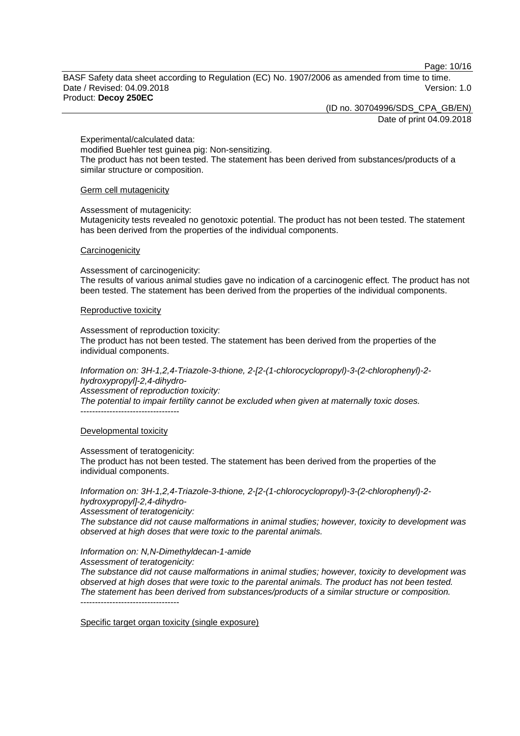Experimental/calculated data:
modified Buehler test guinea pig: Non-sensitizing.
The product has not been tested. The statement has been derived from substances/products of a similar structure or composition.

Germ cell mutagenicity

Assessment of mutagenicity:
Mutagenicity tests revealed no genotoxic potential. The product has not been tested. The statement has been derived from the properties of the individual components.

Carcinogenicity

Assessment of carcinogenicity:
The results of various animal studies gave no indication of a carcinogenic effect. The product has not been tested. The statement has been derived from the properties of the individual components.

Reproductive toxicity

Assessment of reproduction toxicity:
The product has not been tested. The statement has been derived from the properties of the individual components.

*Information on: 3H-1,2,4-Triazole-3-thione, 2-[2-(1-chlorocyclopropyl)-3-(2-chlorophenyl)-2-hydroxypropyl]-2,4-dihydro-*
*Assessment of reproduction toxicity:*
*The potential to impair fertility cannot be excluded when given at maternally toxic doses.*
----------------------------------

Developmental toxicity

Assessment of teratogenicity:
The product has not been tested. The statement has been derived from the properties of the individual components.

*Information on: 3H-1,2,4-Triazole-3-thione, 2-[2-(1-chlorocyclopropyl)-3-(2-chlorophenyl)-2-hydroxypropyl]-2,4-dihydro-*
*Assessment of teratogenicity:*
*The substance did not cause malformations in animal studies; however, toxicity to development was observed at high doses that were toxic to the parental animals.*

*Information on: N,N-Dimethyldecan-1-amide*
*Assessment of teratogenicity:*
*The substance did not cause malformations in animal studies; however, toxicity to development was observed at high doses that were toxic to the parental animals. The product has not been tested. The statement has been derived from substances/products of a similar structure or composition.*
----------------------------------

Specific target organ toxicity (single exposure)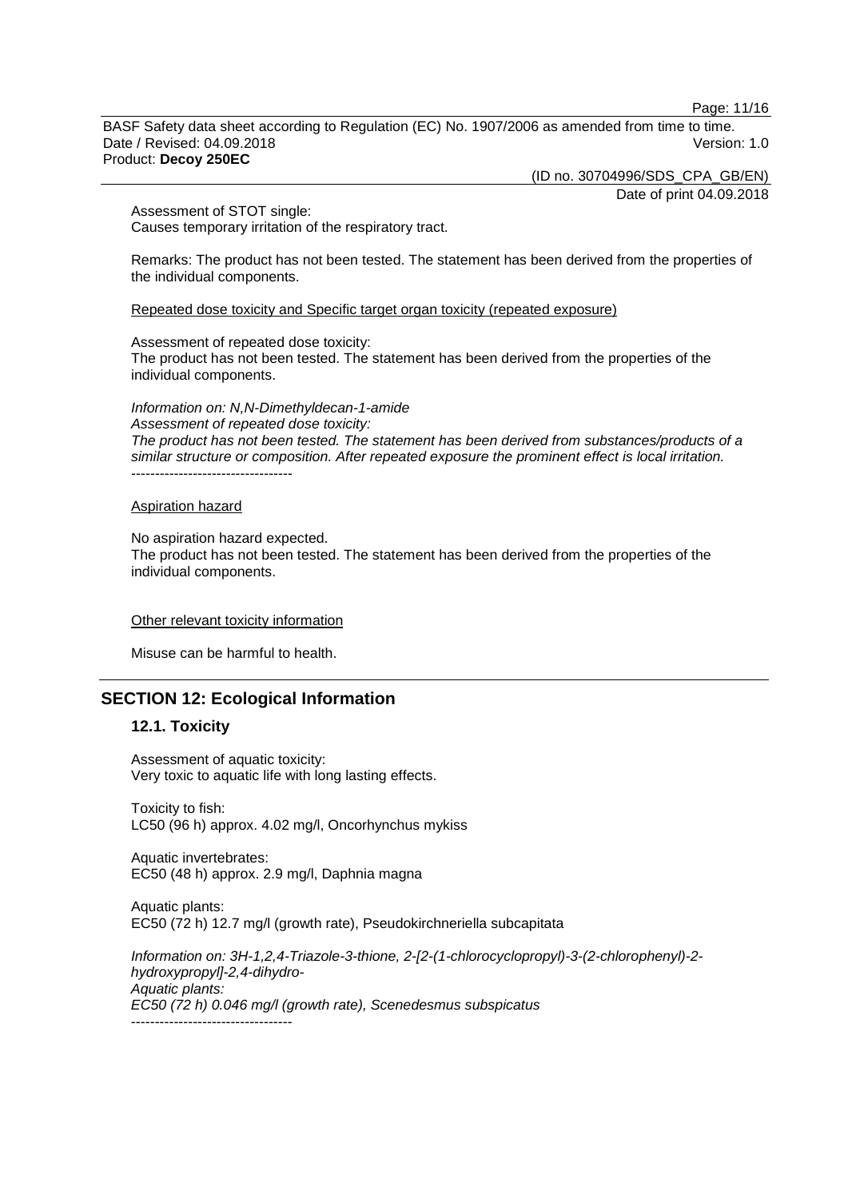Assessment of STOT single:
Causes temporary irritation of the respiratory tract.

Remarks: The product has not been tested. The statement has been derived from the properties of the individual components.

Repeated dose toxicity and Specific target organ toxicity (repeated exposure)

Assessment of repeated dose toxicity:
The product has not been tested. The statement has been derived from the properties of the individual components.

*Information on: N,N-Dimethyldecan-1-amide*
*Assessment of repeated dose toxicity:*
*The product has not been tested. The statement has been derived from substances/products of a similar structure or composition. After repeated exposure the prominent effect is local irritation.*
----------------------------------

Aspiration hazard

No aspiration hazard expected.
The product has not been tested. The statement has been derived from the properties of the individual components.

Other relevant toxicity information

Misuse can be harmful to health.

## SECTION 12: Ecological Information

### 12.1. Toxicity

Assessment of aquatic toxicity:
Very toxic to aquatic life with long lasting effects.

Toxicity to fish:
LC50 (96 h) approx. 4.02 mg/l, Oncorhynchus mykiss

Aquatic invertebrates:
EC50 (48 h) approx. 2.9 mg/l, Daphnia magna

Aquatic plants:
EC50 (72 h) 12.7 mg/l (growth rate), Pseudokirchneriella subcapitata

*Information on: 3H-1,2,4-Triazole-3-thione, 2-[2-(1-chlorocyclopropyl)-3-(2-chlorophenyl)-2-hydroxypropyl]-2,4-dihydro-*
*Aquatic plants:*
*EC50 (72 h) 0.046 mg/l (growth rate), Scenedesmus subspicatus*
----------------------------------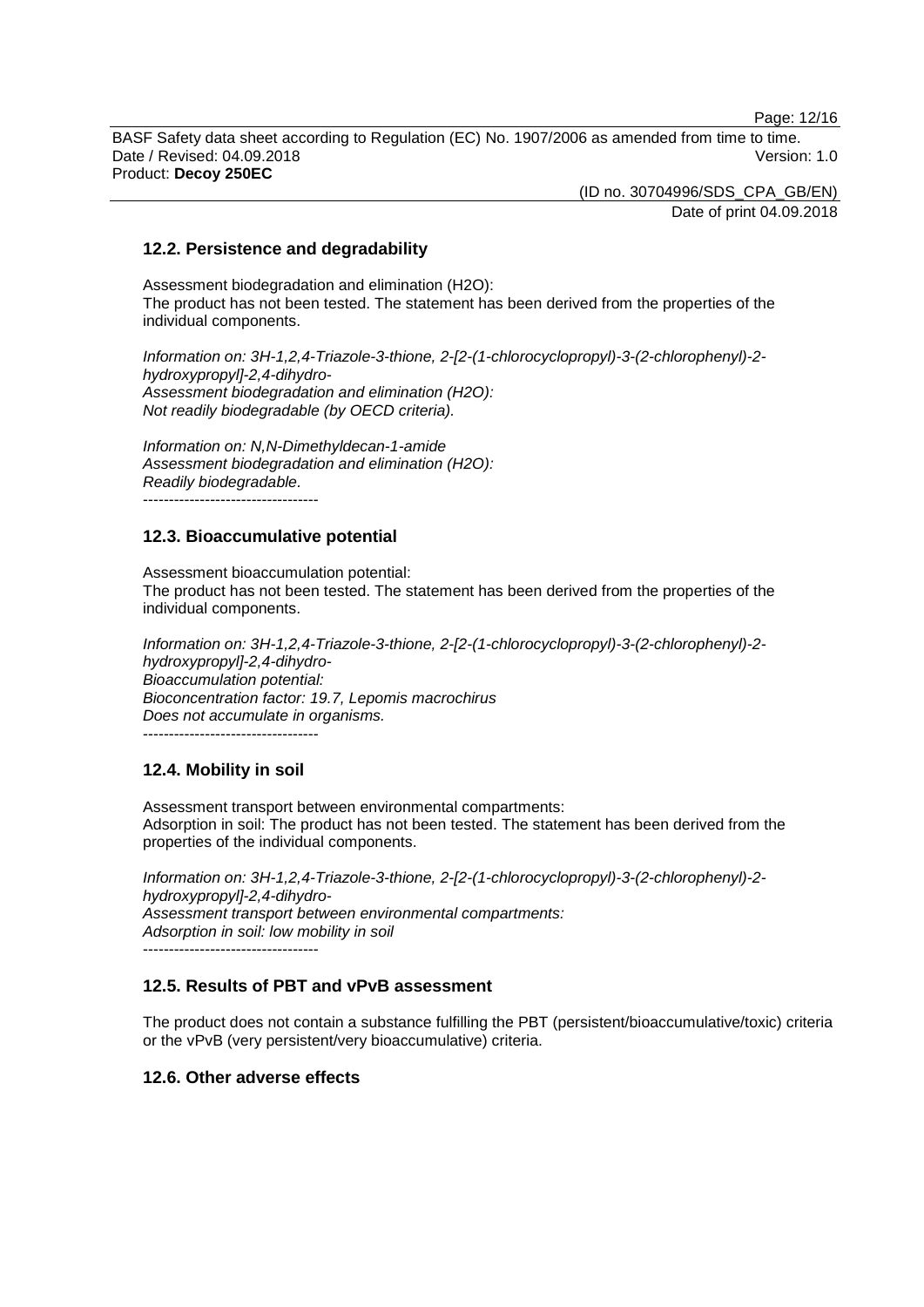### 12.2. Persistence and degradability

Assessment biodegradation and elimination ($H_2O$):
The product has not been tested. The statement has been derived from the properties of the individual components.

*Information on: 3H-1,2,4-Triazole-3-thione, 2-[2-(1-chlorocyclopropyl)-3-(2-chlorophenyl)-2-hydroxypropyl]-2,4-dihydro-*
*Assessment biodegradation and elimination ($H_2O$):*
*Not readily biodegradable (by OECD criteria).*

*Information on: N,N-Dimethyldecan-1-amide*
*Assessment biodegradation and elimination ($H_2O$):*
*Readily biodegradable.*
----------------------------------

### 12.3. Bioaccumulative potential

Assessment bioaccumulation potential:
The product has not been tested. The statement has been derived from the properties of the individual components.

*Information on: 3H-1,2,4-Triazole-3-thione, 2-[2-(1-chlorocyclopropyl)-3-(2-chlorophenyl)-2-hydroxypropyl]-2,4-dihydro-*
*Bioaccumulation potential:*
*Bioconcentration factor: 19.7, Lepomis macrochirus*
*Does not accumulate in organisms.*
----------------------------------

### 12.4. Mobility in soil

Assessment transport between environmental compartments:
Adsorption in soil: The product has not been tested. The statement has been derived from the properties of the individual components.

*Information on: 3H-1,2,4-Triazole-3-thione, 2-[2-(1-chlorocyclopropyl)-3-(2-chlorophenyl)-2-hydroxypropyl]-2,4-dihydro-*
*Assessment transport between environmental compartments:*
*Adsorption in soil: low mobility in soil*
----------------------------------

### 12.5. Results of PBT and vPvB assessment

The product does not contain a substance fulfilling the PBT (persistent/bioaccumulative/toxic) criteria or the vPvB (very persistent/very bioaccumulative) criteria.

### 12.6. Other adverse effects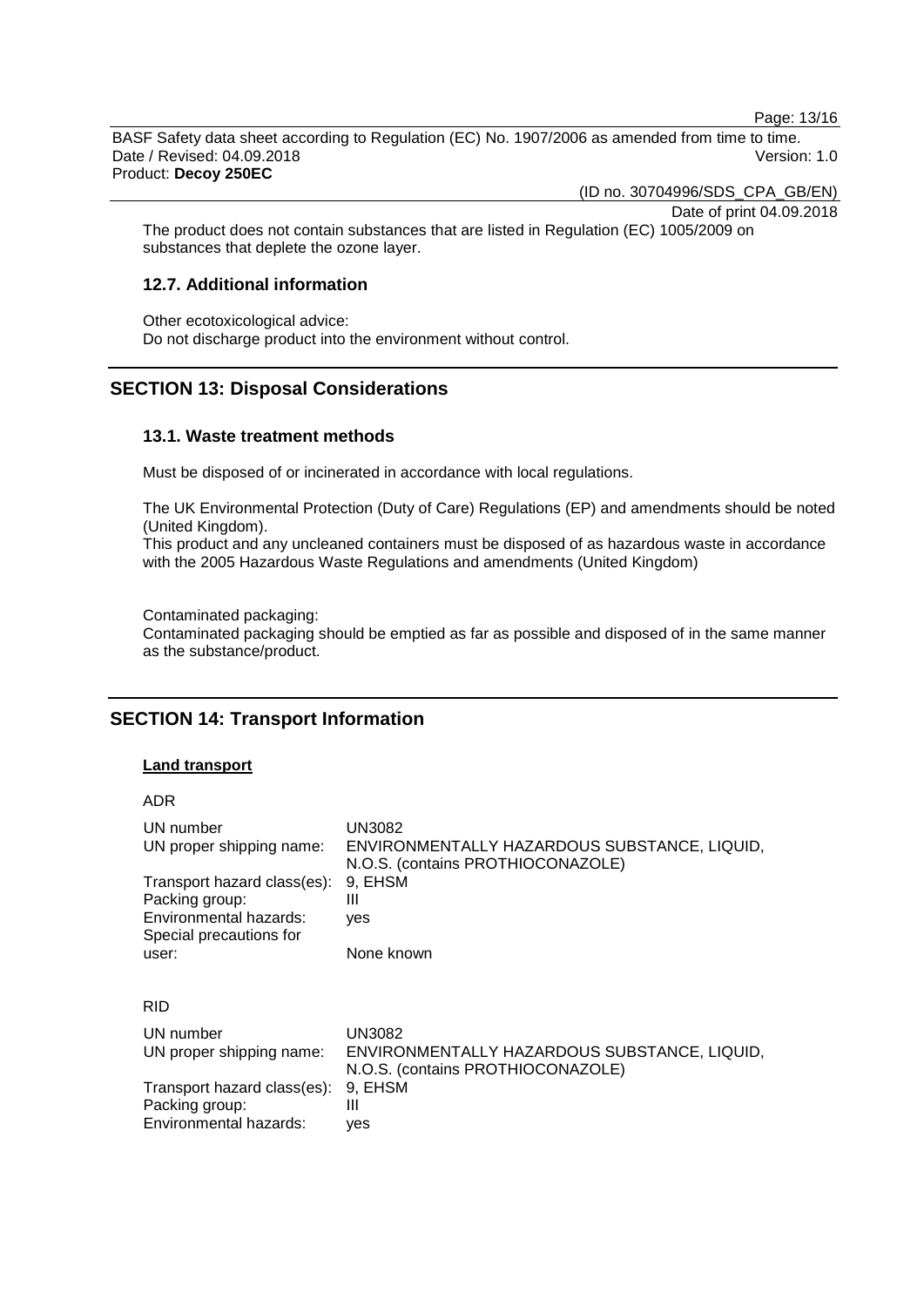The product does not contain substances that are listed in Regulation (EC) 1005/2009 on substances that deplete the ozone layer.

### 12.7. Additional information

Other ecotoxicological advice:
Do not discharge product into the environment without control.

## SECTION 13: Disposal Considerations

### 13.1. Waste treatment methods

Must be disposed of or incinerated in accordance with local regulations.

The UK Environmental Protection (Duty of Care) Regulations (EP) and amendments should be noted (United Kingdom).
This product and any uncleaned containers must be disposed of as hazardous waste in accordance with the 2005 Hazardous Waste Regulations and amendments (United Kingdom)

Contaminated packaging:
Contaminated packaging should be emptied as far as possible and disposed of in the same manner as the substance/product.

## SECTION 14: Transport Information

**Land transport**

ADR

| | |
|---|---|
| UN number | UN3082 |
| UN proper shipping name: | ENVIRONMENTALLY HAZARDOUS SUBSTANCE, LIQUID, N.O.S. (contains PROTHIOCONAZOLE) |
| Transport hazard class(es): | 9, EHSM |
| Packing group: | III |
| Environmental hazards: | yes |
| Special precautions for user: | None known |

RID

| | |
|---|---|
| UN number | UN3082 |
| UN proper shipping name: | ENVIRONMENTALLY HAZARDOUS SUBSTANCE, LIQUID, N.O.S. (contains PROTHIOCONAZOLE) |
| Transport hazard class(es): | 9, EHSM |
| Packing group: | III |
| Environmental hazards: | yes |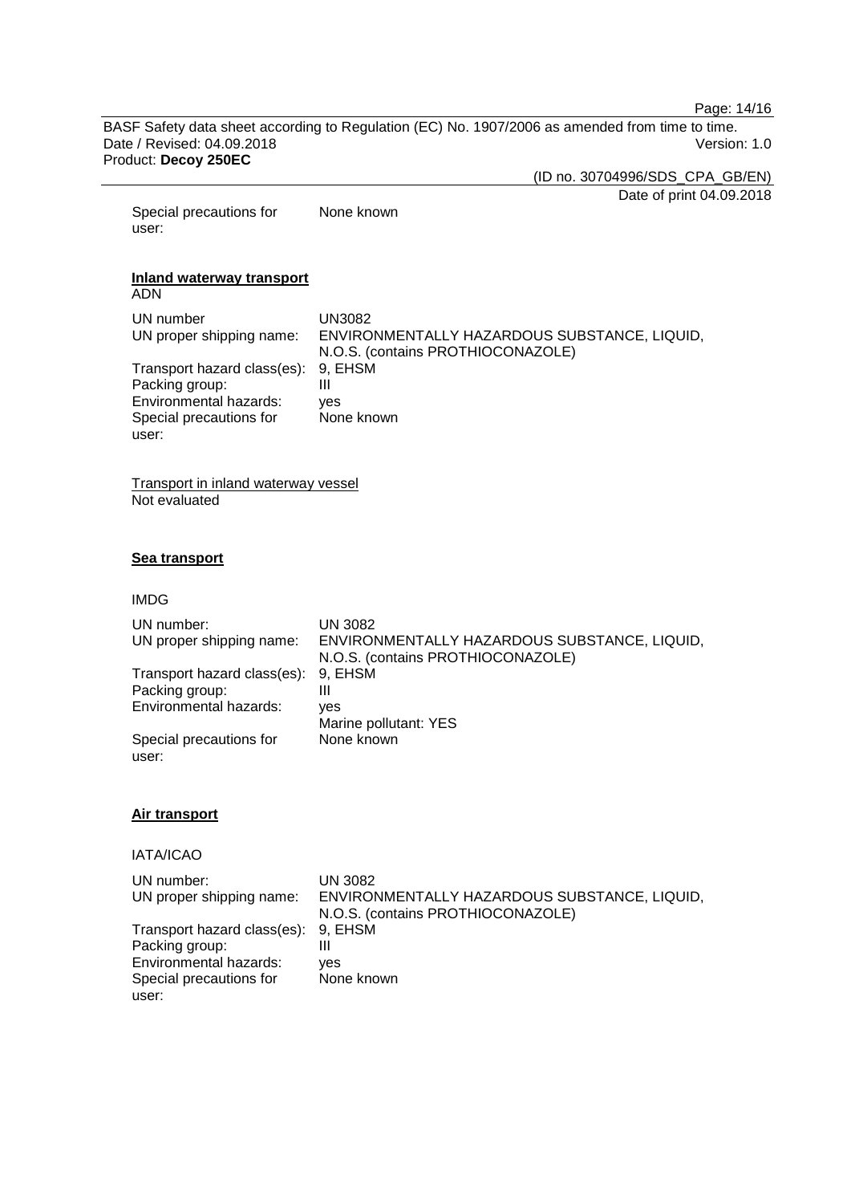| | |
|---|---|
| Special precautions for user: | None known |

**Inland waterway transport**

ADN

| | |
|---|---|
| UN number | UN3082 |
| UN proper shipping name: | ENVIRONMENTALLY HAZARDOUS SUBSTANCE, LIQUID, N.O.S. (contains PROTHIOCONAZOLE) |
| Transport hazard class(es): | 9, EHSM |
| Packing group: | III |
| Environmental hazards: | yes |
| Special precautions for user: | None known |

Transport in inland waterway vessel

Not evaluated

**Sea transport**

IMDG

| | |
|---|---|
| UN number: | UN 3082 |
| UN proper shipping name: | ENVIRONMENTALLY HAZARDOUS SUBSTANCE, LIQUID, N.O.S. (contains PROTHIOCONAZOLE) |
| Transport hazard class(es): | 9, EHSM |
| Packing group: | III |
| Environmental hazards: | yes<br>Marine pollutant: YES |
| Special precautions for user: | None known |

**Air transport**

IATA/ICAO

| | |
|---|---|
| UN number: | UN 3082 |
| UN proper shipping name: | ENVIRONMENTALLY HAZARDOUS SUBSTANCE, LIQUID, N.O.S. (contains PROTHIOCONAZOLE) |
| Transport hazard class(es): | 9, EHSM |
| Packing group: | III |
| Environmental hazards: | yes |
| Special precautions for user: | None known |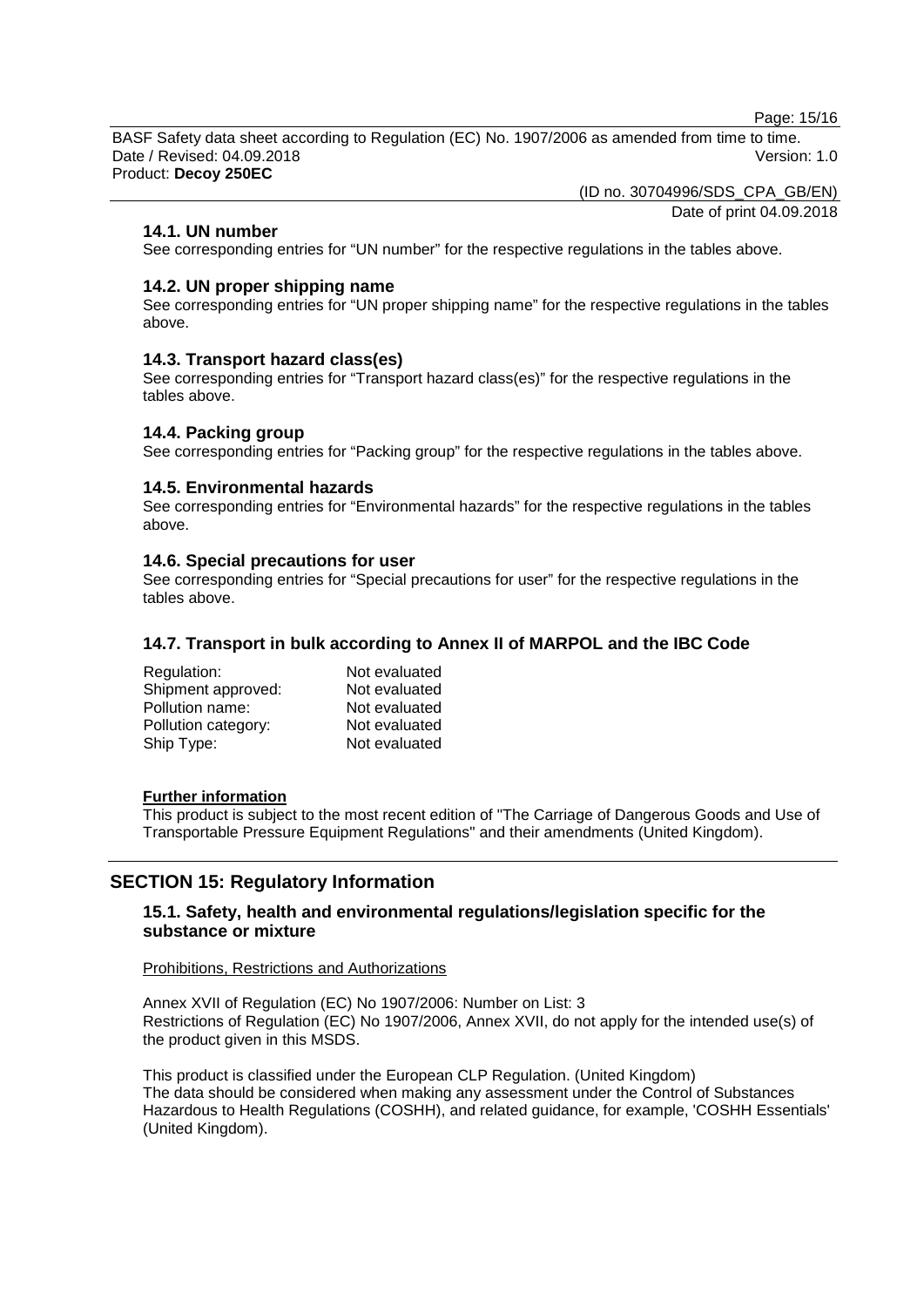### 14.1. UN number

See corresponding entries for "UN number" for the respective regulations in the tables above.

### 14.2. UN proper shipping name

See corresponding entries for "UN proper shipping name" for the respective regulations in the tables above.

### 14.3. Transport hazard class(es)

See corresponding entries for "Transport hazard class(es)" for the respective regulations in the tables above.

### 14.4. Packing group

See corresponding entries for "Packing group" for the respective regulations in the tables above.

### 14.5. Environmental hazards

See corresponding entries for "Environmental hazards" for the respective regulations in the tables above.

### 14.6. Special precautions for user

See corresponding entries for "Special precautions for user" for the respective regulations in the tables above.

### 14.7. Transport in bulk according to Annex II of MARPOL and the IBC Code

| | |
|---|---|
| Regulation: | Not evaluated |
| Shipment approved: | Not evaluated |
| Pollution name: | Not evaluated |
| Pollution category: | Not evaluated |
| Ship Type: | Not evaluated |

**Further information**

This product is subject to the most recent edition of "The Carriage of Dangerous Goods and Use of Transportable Pressure Equipment Regulations" and their amendments (United Kingdom).

## SECTION 15: Regulatory Information

### 15.1. Safety, health and environmental regulations/legislation specific for the substance or mixture

Prohibitions, Restrictions and Authorizations

Annex XVII of Regulation (EC) No 1907/2006: Number on List: 3
Restrictions of Regulation (EC) No 1907/2006, Annex XVII, do not apply for the intended use(s) of the product given in this MSDS.

This product is classified under the European CLP Regulation. (United Kingdom)
The data should be considered when making any assessment under the Control of Substances Hazardous to Health Regulations (COSHH), and related guidance, for example, 'COSHH Essentials' (United Kingdom).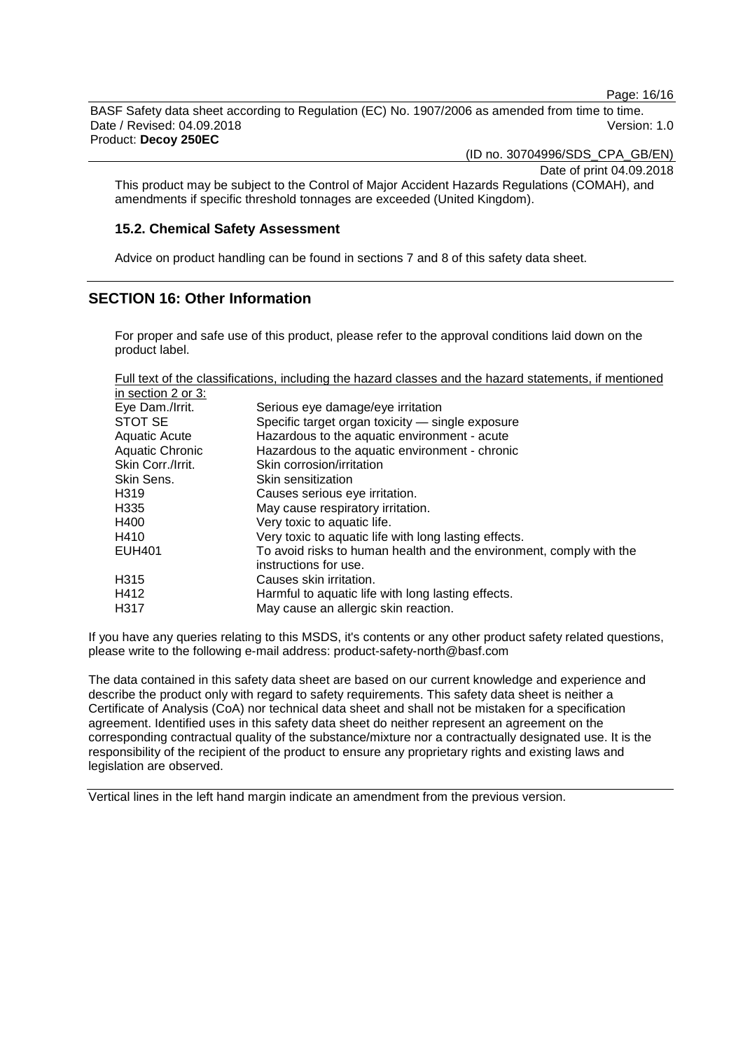This product may be subject to the Control of Major Accident Hazards Regulations (COMAH), and amendments if specific threshold tonnages are exceeded (United Kingdom).

### 15.2. Chemical Safety Assessment

Advice on product handling can be found in sections 7 and 8 of this safety data sheet.

## SECTION 16: Other Information

For proper and safe use of this product, please refer to the approval conditions laid down on the product label.

Full text of the classifications, including the hazard classes and the hazard statements, if mentioned in section 2 or 3:

| | |
|---|---|
| Eye Dam./Irrit. | Serious eye damage/eye irritation |
| STOT SE | Specific target organ toxicity — single exposure |
| Aquatic Acute | Hazardous to the aquatic environment - acute |
| Aquatic Chronic | Hazardous to the aquatic environment - chronic |
| Skin Corr./Irrit. | Skin corrosion/irritation |
| Skin Sens. | Skin sensitization |
| H319 | Causes serious eye irritation. |
| H335 | May cause respiratory irritation. |
| H400 | Very toxic to aquatic life. |
| H410 | Very toxic to aquatic life with long lasting effects. |
| EUH401 | To avoid risks to human health and the environment, comply with the instructions for use. |
| H315 | Causes skin irritation. |
| H412 | Harmful to aquatic life with long lasting effects. |
| H317 | May cause an allergic skin reaction. |

If you have any queries relating to this MSDS, it's contents or any other product safety related questions, please write to the following e-mail address: product-safety-north@basf.com

The data contained in this safety data sheet are based on our current knowledge and experience and describe the product only with regard to safety requirements. This safety data sheet is neither a Certificate of Analysis (CoA) nor technical data sheet and shall not be mistaken for a specification agreement. Identified uses in this safety data sheet do neither represent an agreement on the corresponding contractual quality of the substance/mixture nor a contractually designated use. It is the responsibility of the recipient of the product to ensure any proprietary rights and existing laws and legislation are observed.

Vertical lines in the left hand margin indicate an amendment from the previous version.